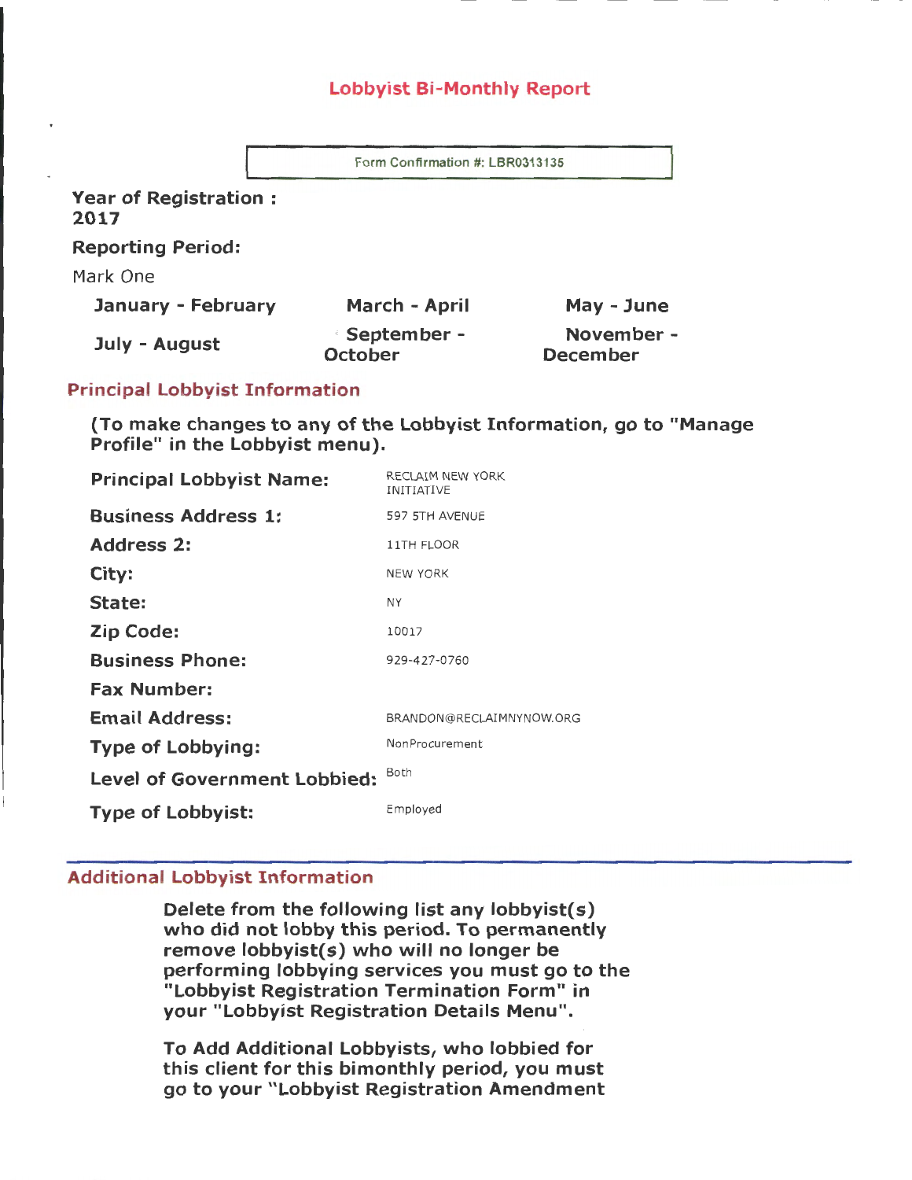# Lobbyist Bi-Monthly Report

Form Confirmation #: LBR0313135

**Year of Registration : 2017**

**Reporting Period:**

Mark One

| | | |
|---|---|---|
| **January - February** | **March - April** | **May - June** |
| **July - August** | **September - October** | **November - December** |

## Principal Lobbyist Information

**(To make changes to any of the Lobbyist Information, go to "Manage Profile" in the Lobbyist menu).**

| | |
|---|---|
| **Principal Lobbyist Name:** | RECLAIM NEW YORK INITIATIVE |
| **Business Address 1:** | 597 5TH AVENUE |
| **Address 2:** | 11TH FLOOR |
| **City:** | NEW YORK |
| **State:** | NY |
| **Zip Code:** | 10017 |
| **Business Phone:** | 929-427-0760 |
| **Fax Number:** | |
| **Email Address:** | BRANDON@RECLAIMNYNOW.ORG |
| **Type of Lobbying:** | NonProcurement |
| **Level of Government Lobbied:** | Both |
| **Type of Lobbyist:** | Employed |

## Additional Lobbyist Information

**Delete from the following list any lobbyist(s) who did not lobby this period. To permanently remove lobbyist(s) who will no longer be performing lobbying services you must go to the "Lobbyist Registration Termination Form" in your "Lobbyist Registration Details Menu".**

**To Add Additional Lobbyists, who lobbied for this client for this bimonthly period, you must go to your "Lobbyist Registration Amendment**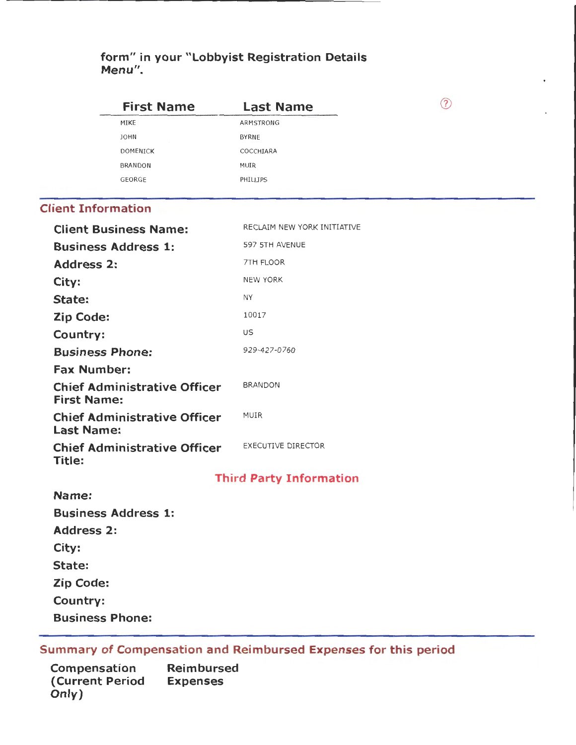form" in your "Lobbyist Registration Details Menu".

| First Name | Last Name |
| --- | --- |
| MIKE | ARMSTRONG |
| JOHN | BYRNE |
| DOMENICK | COCCHIARA |
| BRANDON | MUIR |
| GEORGE | PHILLIPS |

## Client Information

| | |
| --- | --- |
| **Client Business Name:** | RECLAIM NEW YORK INITIATIVE |
| **Business Address 1:** | 597 5TH AVENUE |
| **Address 2:** | 7TH FLOOR |
| **City:** | NEW YORK |
| **State:** | NY |
| **Zip Code:** | 10017 |
| **Country:** | US |
| **Business Phone:** | 929-427-0760 |
| **Fax Number:** | |
| **Chief Administrative Officer First Name:** | BRANDON |
| **Chief Administrative Officer Last Name:** | MUIR |
| **Chief Administrative Officer Title:** | EXECUTIVE DIRECTOR |

### Third Party Information

| | |
| --- | --- |
| **Name:** | |
| **Business Address 1:** | |
| **Address 2:** | |
| **City:** | |
| **State:** | |
| **Zip Code:** | |
| **Country:** | |
| **Business Phone:** | |

## Summary of Compensation and Reimbursed Expenses for this period

| Compensation (Current Period Only) | Reimbursed Expenses |
| --- | --- |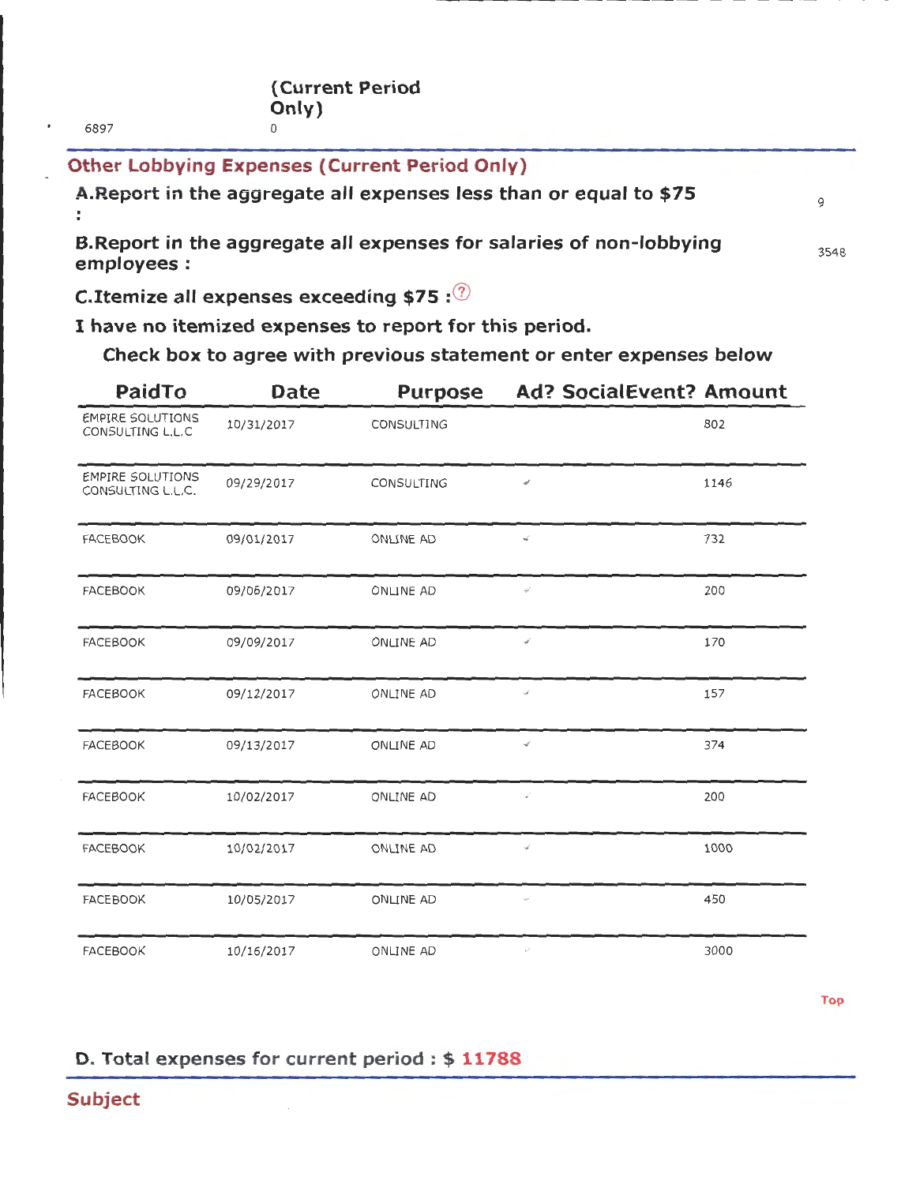| | (Current Period Only) |
|---|---|
| 6897 | 0 |

## Other Lobbying Expenses (Current Period Only)

**A.Report in the aggregate all expenses less than or equal to $75 :** 9

**B.Report in the aggregate all expenses for salaries of non-lobbying employees :** 3548

**C.Itemize all expenses exceeding $75 :**

**I have no itemized expenses to report for this period.**

**Check box to agree with previous statement or enter expenses below**

| PaidTo | Date | Purpose | Ad? | SocialEvent? | Amount |
|---|---|---|---|---|---|
| EMPIRE SOLUTIONS CONSULTING L.L.C | 10/31/2017 | CONSULTING | | | 802 |
| EMPIRE SOLUTIONS CONSULTING L.L.C. | 09/29/2017 | CONSULTING | ✓ | | 1146 |
| FACEBOOK | 09/01/2017 | ONLINE AD | ✓ | | 732 |
| FACEBOOK | 09/06/2017 | ONLINE AD | ✓ | | 200 |
| FACEBOOK | 09/09/2017 | ONLINE AD | ✓ | | 170 |
| FACEBOOK | 09/12/2017 | ONLINE AD | ✓ | | 157 |
| FACEBOOK | 09/13/2017 | ONLINE AD | ✓ | | 374 |
| FACEBOOK | 10/02/2017 | ONLINE AD | ✓ | | 200 |
| FACEBOOK | 10/02/2017 | ONLINE AD | ✓ | | 1000 |
| FACEBOOK | 10/05/2017 | ONLINE AD | ✓ | | 450 |
| FACEBOOK | 10/16/2017 | ONLINE AD | ✓ | | 3000 |

Top

**D. Total expenses for current period : $ 11788**

## Subject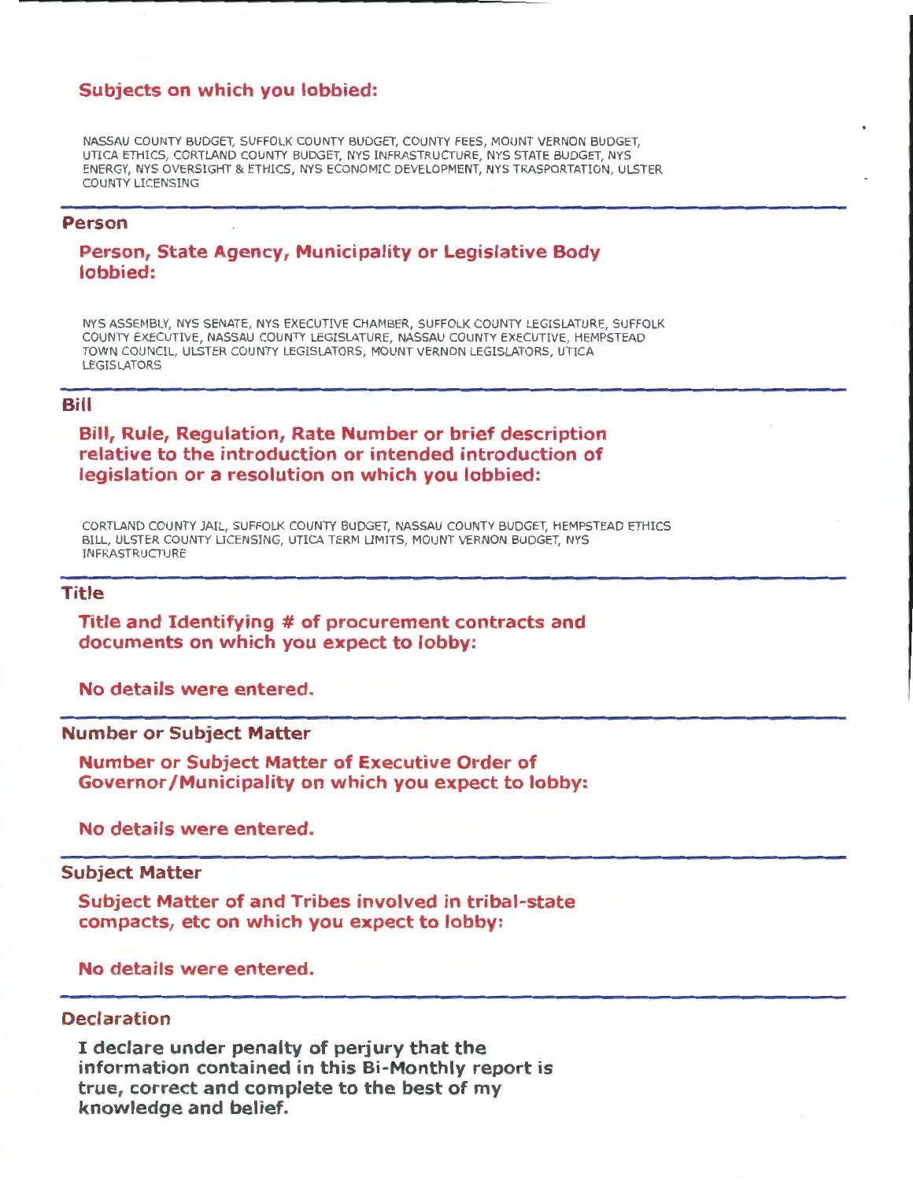### Subjects on which you lobbied:

NASSAU COUNTY BUDGET, SUFFOLK COUNTY BUDGET, COUNTY FEES, MOUNT VERNON BUDGET, UTICA ETHICS, CORTLAND COUNTY BUDGET, NYS INFRASTRUCTURE, NYS STATE BUDGET, NYS ENERGY, NYS OVERSIGHT & ETHICS, NYS ECONOMIC DEVELOPMENT, NYS TRASPORTATION, ULSTER COUNTY LICENSING

## Person

### Person, State Agency, Municipality or Legislative Body lobbied:

NYS ASSEMBLY, NYS SENATE, NYS EXECUTIVE CHAMBER, SUFFOLK COUNTY LEGISLATURE, SUFFOLK COUNTY EXECUTIVE, NASSAU COUNTY LEGISLATURE, NASSAU COUNTY EXECUTIVE, HEMPSTEAD TOWN COUNCIL, ULSTER COUNTY LEGISLATORS, MOUNT VERNON LEGISLATORS, UTICA LEGISLATORS

## Bill

### Bill, Rule, Regulation, Rate Number or brief description relative to the introduction or intended introduction of legislation or a resolution on which you lobbied:

CORTLAND COUNTY JAIL, SUFFOLK COUNTY BUDGET, NASSAU COUNTY BUDGET, HEMPSTEAD ETHICS BILL, ULSTER COUNTY LICENSING, UTICA TERM LIMITS, MOUNT VERNON BUDGET, NYS INFRASTRUCTURE

## Title

### Title and Identifying # of procurement contracts and documents on which you expect to lobby:

**No details were entered.**

## Number or Subject Matter

### Number or Subject Matter of Executive Order of Governor/Municipality on which you expect to lobby:

**No details were entered.**

## Subject Matter

### Subject Matter of and Tribes involved in tribal-state compacts, etc on which you expect to lobby:

**No details were entered.**

## Declaration

**I declare under penalty of perjury that the information contained in this Bi-Monthly report is true, correct and complete to the best of my knowledge and belief.**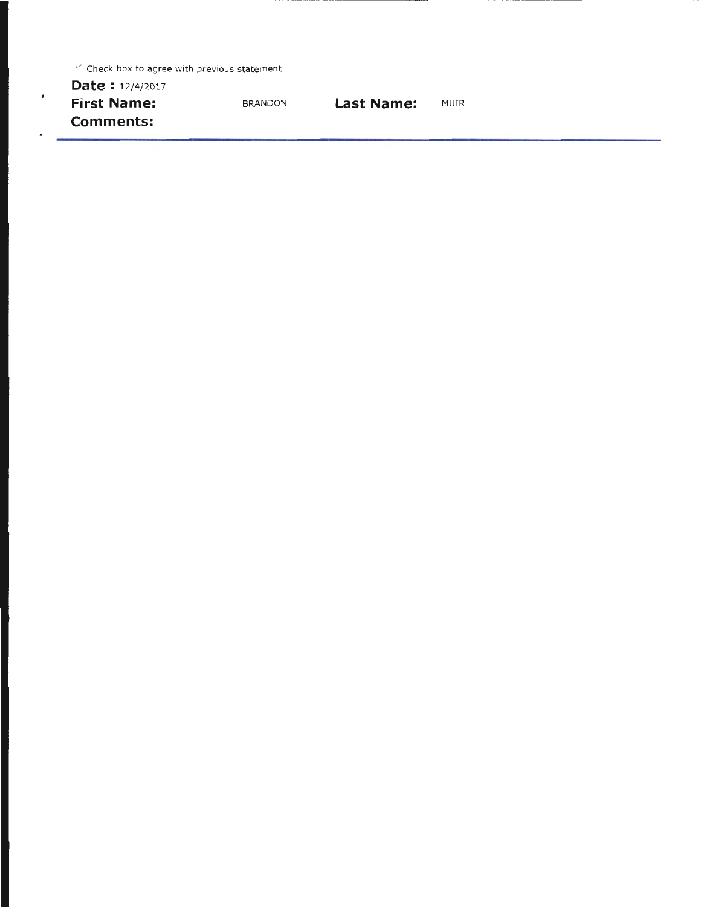✓ Check box to agree with previous statement

**Date :** 12/4/2017

**First Name:** BRANDON **Last Name:** MUIR

**Comments:**

---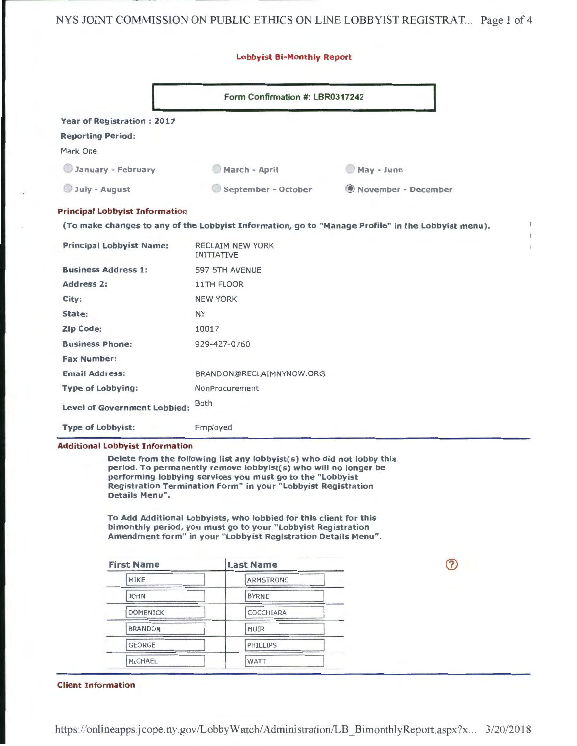## Lobbyist Bi-Monthly Report

**Form Confirmation #: LBR0317242**

**Year of Registration : 2017**

**Reporting Period:**

Mark One

| | | |
|---|---|---|
| ○ January - February | ○ March - April | ○ May - June |
| ○ July - August | ○ September - October | ◉ November - December |

### Principal Lobbyist Information

**(To make changes to any of the Lobbyist Information, go to "Manage Profile" in the Lobbyist menu).**

| | |
|---|---|
| **Principal Lobbyist Name:** | RECLAIM NEW YORK INITIATIVE |
| **Business Address 1:** | 597 5TH AVENUE |
| **Address 2:** | 11TH FLOOR |
| **City:** | NEW YORK |
| **State:** | NY |
| **Zip Code:** | 10017 |
| **Business Phone:** | 929-427-0760 |
| **Fax Number:** | |
| **Email Address:** | BRANDON@RECLAIMNYNOW.ORG |
| **Type of Lobbying:** | NonProcurement |
| **Level of Government Lobbied:** | Both |
| **Type of Lobbyist:** | Employed |

### Additional Lobbyist Information

**Delete from the following list any lobbyist(s) who did not lobby this period. To permanently remove lobbyist(s) who will no longer be performing lobbying services you must go to the "Lobbyist Registration Termination Form" in your "Lobbyist Registration Details Menu".**

**To Add Additional Lobbyists, who lobbied for this client for this bimonthly period, you must go to your "Lobbyist Registration Amendment form" in your "Lobbyist Registration Details Menu".**

| First Name | Last Name |
|---|---|
| MIKE | ARMSTRONG |
| JOHN | BYRNE |
| DOMENICK | COCCHIARA |
| BRANDON | MUIR |
| GEORGE | PHILLIPS |
| MICHAEL | WATT |

### Client Information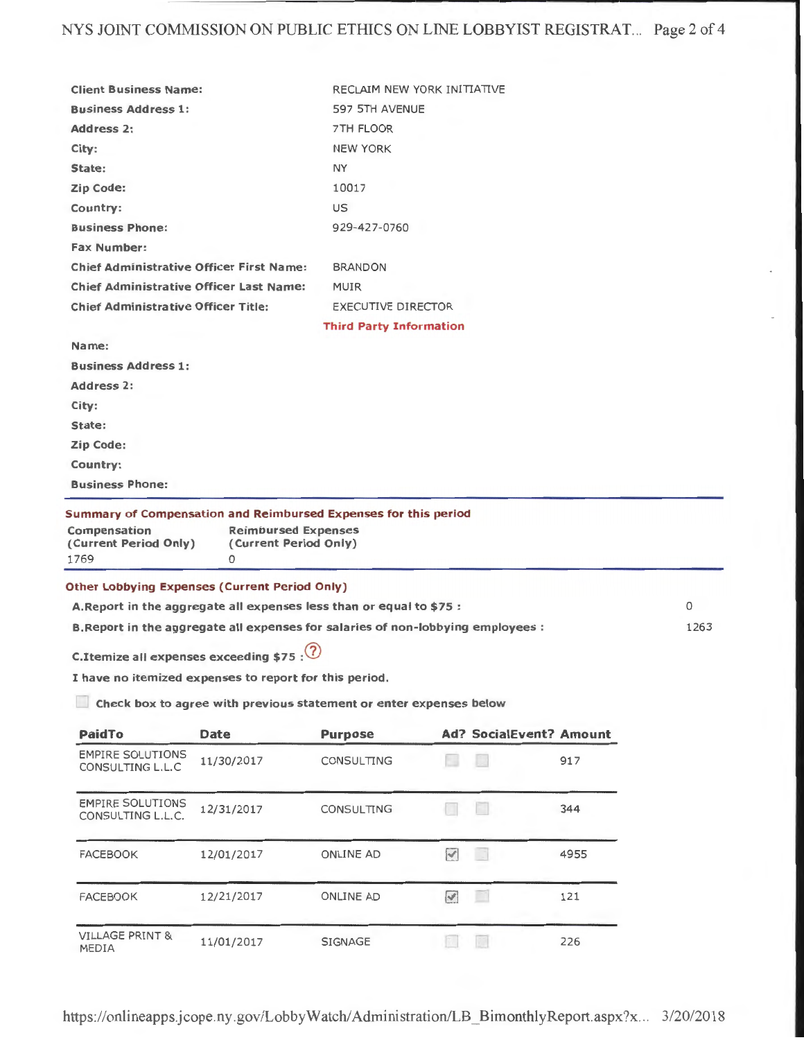| | |
|---|---|
| **Client Business Name:** | RECLAIM NEW YORK INITIATIVE |
| **Business Address 1:** | 597 5TH AVENUE |
| **Address 2:** | 7TH FLOOR |
| **City:** | NEW YORK |
| **State:** | NY |
| **Zip Code:** | 10017 |
| **Country:** | US |
| **Business Phone:** | 929-427-0760 |
| **Fax Number:** | |
| **Chief Administrative Officer First Name:** | BRANDON |
| **Chief Administrative Officer Last Name:** | MUIR |
| **Chief Administrative Officer Title:** | EXECUTIVE DIRECTOR |

**Third Party Information**

| | |
|---|---|
| **Name:** | |
| **Business Address 1:** | |
| **Address 2:** | |
| **City:** | |
| **State:** | |
| **Zip Code:** | |
| **Country:** | |
| **Business Phone:** | |

**Summary of Compensation and Reimbursed Expenses for this period**

| Compensation (Current Period Only) | Reimbursed Expenses (Current Period Only) |
|---|---|
| 1769 | 0 |

**Other Lobbying Expenses (Current Period Only)**

**A.Report in the aggregate all expenses less than or equal to $75 :** 0

**B.Report in the aggregate all expenses for salaries of non-lobbying employees :** 1263

**C.Itemize all expenses exceeding $75 :**

**I have no itemized expenses to report for this period.**

☐ **Check box to agree with previous statement or enter expenses below**

| PaidTo | Date | Purpose | Ad? | SocialEvent? | Amount |
|---|---|---|---|---|---|
| EMPIRE SOLUTIONS CONSULTING L.L.C | 11/30/2017 | CONSULTING | ☐ | ☐ | 917 |
| EMPIRE SOLUTIONS CONSULTING L.L.C. | 12/31/2017 | CONSULTING | ☐ | ☐ | 344 |
| FACEBOOK | 12/01/2017 | ONLINE AD | ☑ | ☐ | 4955 |
| FACEBOOK | 12/21/2017 | ONLINE AD | ☑ | ☐ | 121 |
| VILLAGE PRINT & MEDIA | 11/01/2017 | SIGNAGE | ☐ | ☐ | 226 |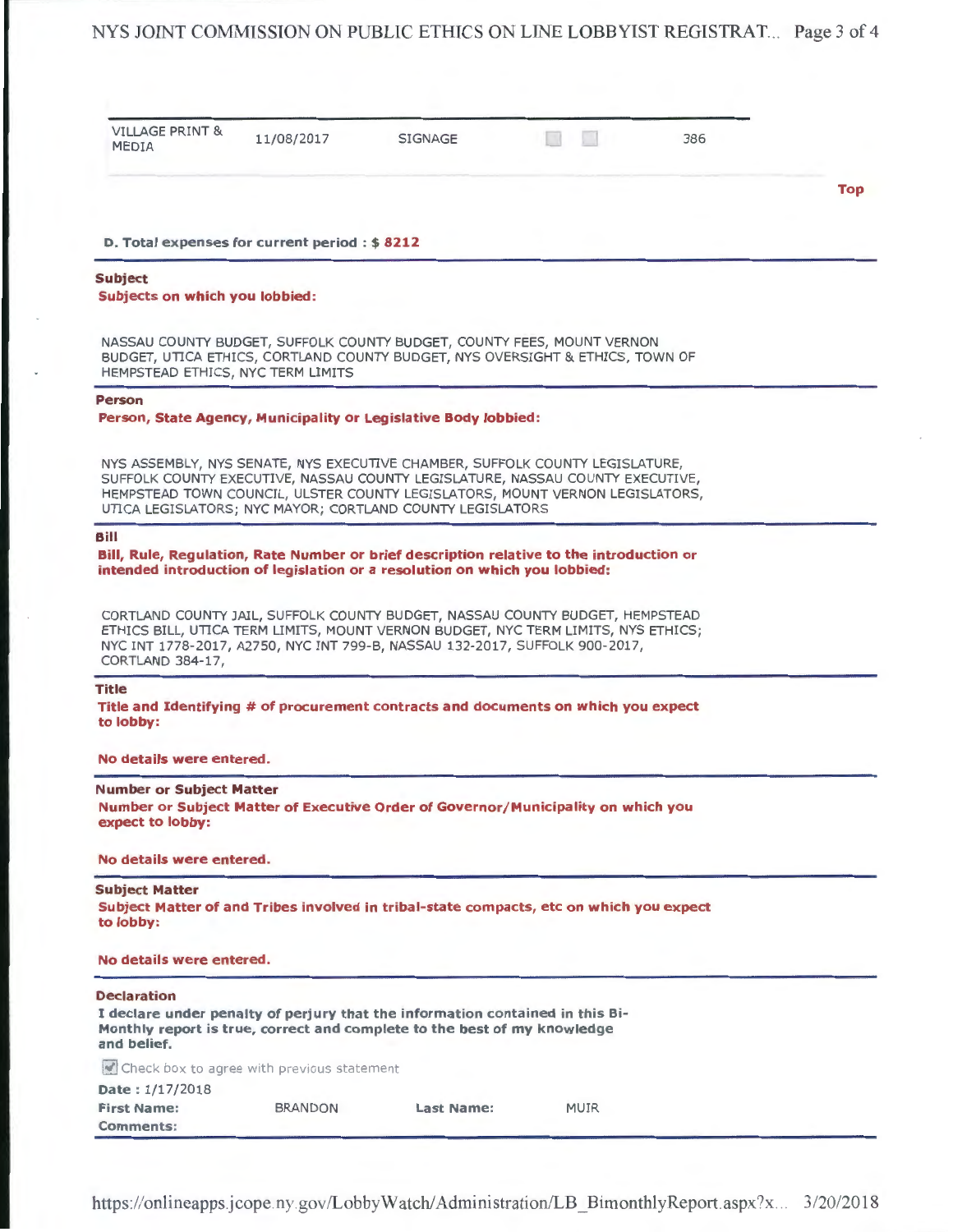| VILLAGE PRINT & MEDIA | 11/08/2017 | SIGNAGE | ☐ | ☐ | 386 |
|---|---|---|---|---|---|

Top

**D. Total expenses for current period : $ 8212**

### Subject

**Subjects on which you lobbied:**

NASSAU COUNTY BUDGET, SUFFOLK COUNTY BUDGET, COUNTY FEES, MOUNT VERNON BUDGET, UTICA ETHICS, CORTLAND COUNTY BUDGET, NYS OVERSIGHT & ETHICS, TOWN OF HEMPSTEAD ETHICS, NYC TERM LIMITS

### Person

**Person, State Agency, Municipality or Legislative Body lobbied:**

NYS ASSEMBLY, NYS SENATE, NYS EXECUTIVE CHAMBER, SUFFOLK COUNTY LEGISLATURE, SUFFOLK COUNTY EXECUTIVE, NASSAU COUNTY LEGISLATURE, NASSAU COUNTY EXECUTIVE, HEMPSTEAD TOWN COUNCIL, ULSTER COUNTY LEGISLATORS, MOUNT VERNON LEGISLATORS, UTICA LEGISLATORS; NYC MAYOR; CORTLAND COUNTY LEGISLATORS

### Bill

**Bill, Rule, Regulation, Rate Number or brief description relative to the introduction or intended introduction of legislation or a resolution on which you lobbied:**

CORTLAND COUNTY JAIL, SUFFOLK COUNTY BUDGET, NASSAU COUNTY BUDGET, HEMPSTEAD ETHICS BILL, UTICA TERM LIMITS, MOUNT VERNON BUDGET, NYC TERM LIMITS, NYS ETHICS; NYC INT 1778-2017, A2750, NYC INT 799-B, NASSAU 132-2017, SUFFOLK 900-2017, CORTLAND 384-17,

### Title

**Title and Identifying # of procurement contracts and documents on which you expect to lobby:**

No details were entered.

### Number or Subject Matter

**Number or Subject Matter of Executive Order of Governor/Municipality on which you expect to lobby:**

No details were entered.

### Subject Matter

**Subject Matter of and Tribes involved in tribal-state compacts, etc on which you expect to lobby:**

No details were entered.

### Declaration

**I declare under penalty of perjury that the information contained in this Bi-Monthly report is true, correct and complete to the best of my knowledge and belief.**

☑ Check box to agree with previous statement

**Date :** 1/17/2018

**First Name:** BRANDON **Last Name:** MUIR

**Comments:**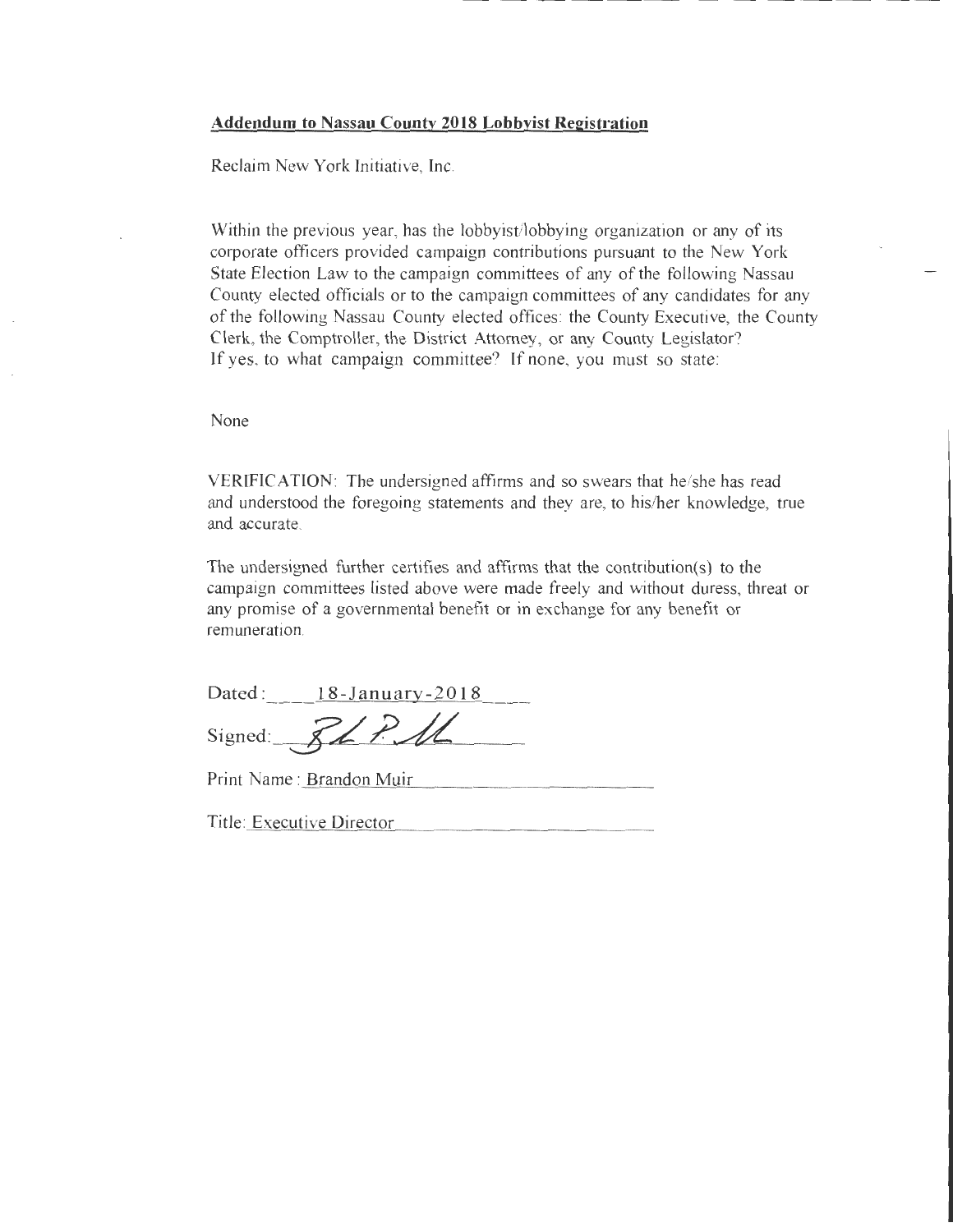**Addendum to Nassau County 2018 Lobbyist Registration**

Reclaim New York Initiative, Inc.

Within the previous year, has the lobbyist/lobbying organization or any of its corporate officers provided campaign contributions pursuant to the New York State Election Law to the campaign committees of any of the following Nassau County elected officials or to the campaign committees of any candidates for any of the following Nassau County elected offices: the County Executive, the County Clerk, the Comptroller, the District Attorney, or any County Legislator? If yes, to what campaign committee? If none, you must so state:

None

VERIFICATION: The undersigned affirms and so swears that he/she has read and understood the foregoing statements and they are, to his/her knowledge, true and accurate.

The undersigned further certifies and affirms that the contribution(s) to the campaign committees listed above were made freely and without duress, threat or any promise of a governmental benefit or in exchange for any benefit or remuneration.

Dated: 18-January-2018

Signed: [signature]

Print Name: Brandon Muir

Title: Executive Director